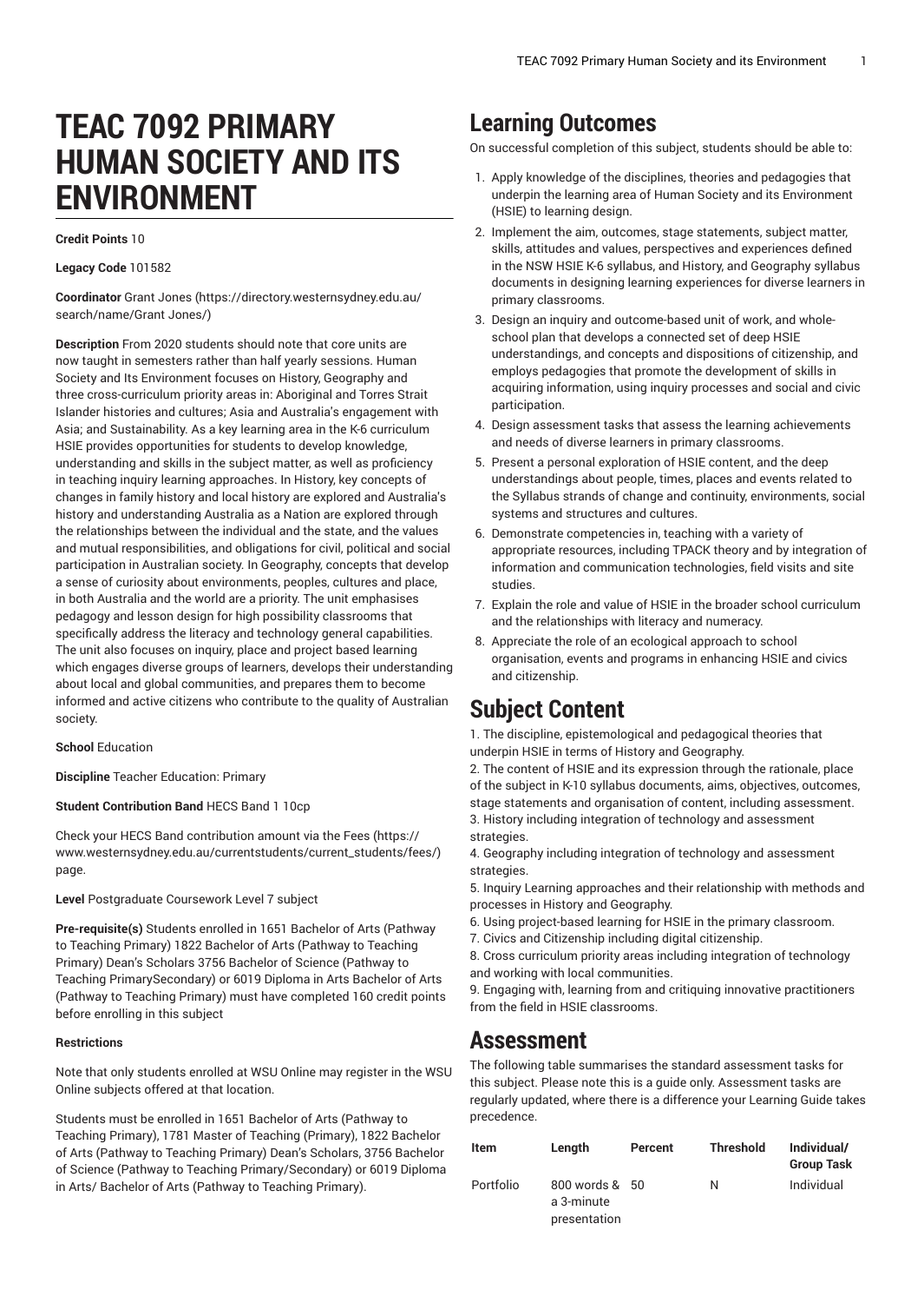# TEAC 7092 PRIMARY HUMAN SOCIETY AND ITS ENVIRONMENT

**Credit Points** 10

**Legacy Code** 101582

**Coordinator** Grant Jones (https://directory.westernsydney.edu.au/search/name/Grant Jones/)

**Description** From 2020 students should note that core units are now taught in semesters rather than half yearly sessions. Human Society and Its Environment focuses on History, Geography and three cross-curriculum priority areas in: Aboriginal and Torres Strait Islander histories and cultures; Asia and Australia's engagement with Asia; and Sustainability. As a key learning area in the K-6 curriculum HSIE provides opportunities for students to develop knowledge, understanding and skills in the subject matter, as well as proficiency in teaching inquiry learning approaches. In History, key concepts of changes in family history and local history are explored and Australia's history and understanding Australia as a Nation are explored through the relationships between the individual and the state, and the values and mutual responsibilities, and obligations for civil, political and social participation in Australian society. In Geography, concepts that develop a sense of curiosity about environments, peoples, cultures and place, in both Australia and the world are a priority. The unit emphasises pedagogy and lesson design for high possibility classrooms that specifically address the literacy and technology general capabilities. The unit also focuses on inquiry, place and project based learning which engages diverse groups of learners, develops their understanding about local and global communities, and prepares them to become informed and active citizens who contribute to the quality of Australian society.

**School** Education

**Discipline** Teacher Education: Primary

**Student Contribution Band** HECS Band 1 10cp

Check your HECS Band contribution amount via the Fees (https://www.westernsydney.edu.au/currentstudents/current_students/fees/) page.

**Level** Postgraduate Coursework Level 7 subject

**Pre-requisite(s)** Students enrolled in 1651 Bachelor of Arts (Pathway to Teaching Primary) 1822 Bachelor of Arts (Pathway to Teaching Primary) Dean's Scholars 3756 Bachelor of Science (Pathway to Teaching PrimarySecondary) or 6019 Diploma in Arts Bachelor of Arts (Pathway to Teaching Primary) must have completed 160 credit points before enrolling in this subject

**Restrictions**

Note that only students enrolled at WSU Online may register in the WSU Online subjects offered at that location.

Students must be enrolled in 1651 Bachelor of Arts (Pathway to Teaching Primary), 1781 Master of Teaching (Primary), 1822 Bachelor of Arts (Pathway to Teaching Primary) Dean's Scholars, 3756 Bachelor of Science (Pathway to Teaching Primary/Secondary) or 6019 Diploma in Arts/ Bachelor of Arts (Pathway to Teaching Primary).

## Learning Outcomes

On successful completion of this subject, students should be able to:

1. Apply knowledge of the disciplines, theories and pedagogies that underpin the learning area of Human Society and its Environment (HSIE) to learning design.
2. Implement the aim, outcomes, stage statements, subject matter, skills, attitudes and values, perspectives and experiences defined in the NSW HSIE K-6 syllabus, and History, and Geography syllabus documents in designing learning experiences for diverse learners in primary classrooms.
3. Design an inquiry and outcome-based unit of work, and whole-school plan that develops a connected set of deep HSIE understandings, and concepts and dispositions of citizenship, and employs pedagogies that promote the development of skills in acquiring information, using inquiry processes and social and civic participation.
4. Design assessment tasks that assess the learning achievements and needs of diverse learners in primary classrooms.
5. Present a personal exploration of HSIE content, and the deep understandings about people, times, places and events related to the Syllabus strands of change and continuity, environments, social systems and structures and cultures.
6. Demonstrate competencies in, teaching with a variety of appropriate resources, including TPACK theory and by integration of information and communication technologies, field visits and site studies.
7. Explain the role and value of HSIE in the broader school curriculum and the relationships with literacy and numeracy.
8. Appreciate the role of an ecological approach to school organisation, events and programs in enhancing HSIE and civics and citizenship.

## Subject Content

1. The discipline, epistemological and pedagogical theories that underpin HSIE in terms of History and Geography.
2. The content of HSIE and its expression through the rationale, place of the subject in K-10 syllabus documents, aims, objectives, outcomes, stage statements and organisation of content, including assessment.
3. History including integration of technology and assessment strategies.
4. Geography including integration of technology and assessment strategies.
5. Inquiry Learning approaches and their relationship with methods and processes in History and Geography.
6. Using project-based learning for HSIE in the primary classroom.
7. Civics and Citizenship including digital citizenship.
8. Cross curriculum priority areas including integration of technology and working with local communities.
9. Engaging with, learning from and critiquing innovative practitioners from the field in HSIE classrooms.

## Assessment

The following table summarises the standard assessment tasks for this subject. Please note this is a guide only. Assessment tasks are regularly updated, where there is a difference your Learning Guide takes precedence.

| Item | Length | Percent | Threshold | Individual/ Group Task |
| --- | --- | --- | --- | --- |
| Portfolio | 800 words & a 3-minute presentation | 50 | N | Individual |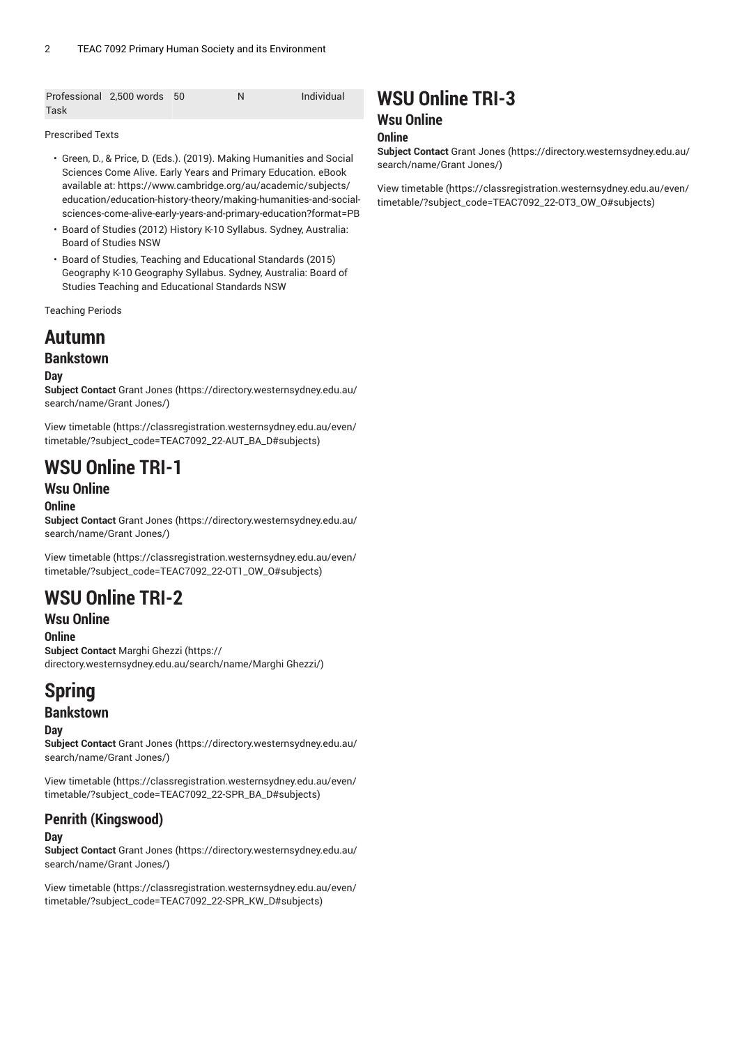| | | | | |
|---|---|---|---|---|
| Professional Task | 2,500 words | 50 | N | Individual |

Prescribed Texts

- Green, D., & Price, D. (Eds.). (2019). Making Humanities and Social Sciences Come Alive. Early Years and Primary Education. eBook available at: https://www.cambridge.org/au/academic/subjects/education/education-history-theory/making-humanities-and-social-sciences-come-alive-early-years-and-primary-education?format=PB
- Board of Studies (2012) History K-10 Syllabus. Sydney, Australia: Board of Studies NSW
- Board of Studies, Teaching and Educational Standards (2015) Geography K-10 Geography Syllabus. Sydney, Australia: Board of Studies Teaching and Educational Standards NSW

Teaching Periods

# Autumn

## Bankstown

### Day

**Subject Contact** Grant Jones (https://directory.westernsydney.edu.au/search/name/Grant Jones/)

View timetable (https://classregistration.westernsydney.edu.au/even/timetable/?subject_code=TEAC7092_22-AUT_BA_D#subjects)

# WSU Online TRI-1

## Wsu Online

### Online

**Subject Contact** Grant Jones (https://directory.westernsydney.edu.au/search/name/Grant Jones/)

View timetable (https://classregistration.westernsydney.edu.au/even/timetable/?subject_code=TEAC7092_22-OT1_OW_O#subjects)

# WSU Online TRI-2

## Wsu Online

### Online

**Subject Contact** Marghi Ghezzi (https://directory.westernsydney.edu.au/search/name/Marghi Ghezzi/)

# Spring

## Bankstown

### Day

**Subject Contact** Grant Jones (https://directory.westernsydney.edu.au/search/name/Grant Jones/)

View timetable (https://classregistration.westernsydney.edu.au/even/timetable/?subject_code=TEAC7092_22-SPR_BA_D#subjects)

## Penrith (Kingswood)

### Day

**Subject Contact** Grant Jones (https://directory.westernsydney.edu.au/search/name/Grant Jones/)

View timetable (https://classregistration.westernsydney.edu.au/even/timetable/?subject_code=TEAC7092_22-SPR_KW_D#subjects)

# WSU Online TRI-3

## Wsu Online

### Online

**Subject Contact** Grant Jones (https://directory.westernsydney.edu.au/search/name/Grant Jones/)

View timetable (https://classregistration.westernsydney.edu.au/even/timetable/?subject_code=TEAC7092_22-OT3_OW_O#subjects)